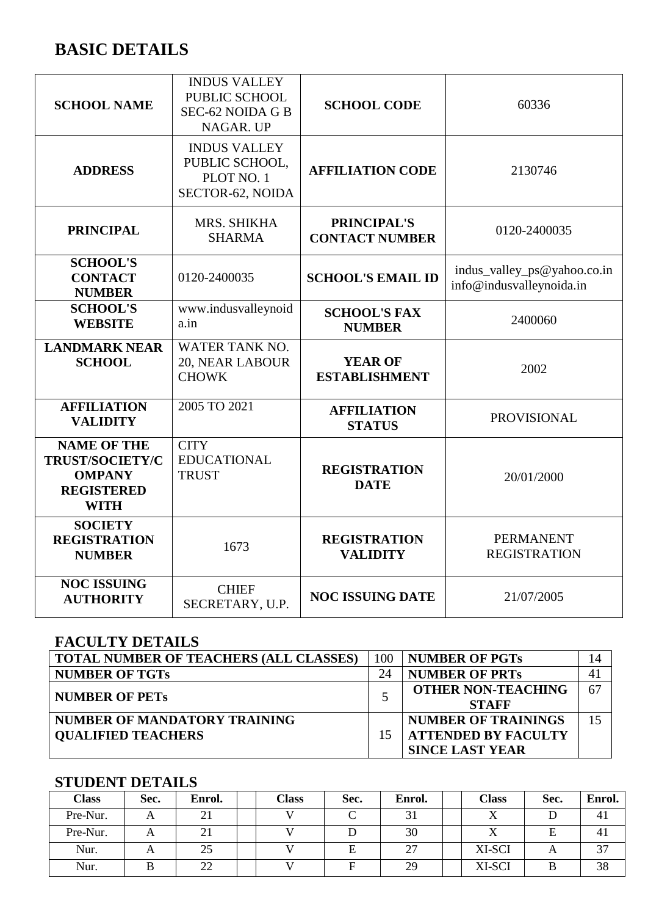# BASIC DETAILS

| SCHOOL NAME | INDUS VALLEY PUBLIC SCHOOL SEC-62 NOIDA G B NAGAR. UP | SCHOOL CODE | 60336 |
|---|---|---|---|
| ADDRESS | INDUS VALLEY PUBLIC SCHOOL, PLOT NO. 1 SECTOR-62, NOIDA | AFFILIATION CODE | 2130746 |
| PRINCIPAL | MRS. SHIKHA SHARMA | PRINCIPAL'S CONTACT NUMBER | 0120-2400035 |
| SCHOOL'S CONTACT NUMBER | 0120-2400035 | SCHOOL'S EMAIL ID | indus_valley_ps@yahoo.co.in info@indusvalleynoida.in |
| SCHOOL'S WEBSITE | www.indusvalleynoida.in | SCHOOL'S FAX NUMBER | 2400060 |
| LANDMARK NEAR SCHOOL | WATER TANK NO. 20, NEAR LABOUR CHOWK | YEAR OF ESTABLISHMENT | 2002 |
| AFFILIATION VALIDITY | 2005 TO 2021 | AFFILIATION STATUS | PROVISIONAL |
| NAME OF THE TRUST/SOCIETY/COMPANY REGISTERED WITH | CITY EDUCATIONAL TRUST | REGISTRATION DATE | 20/01/2000 |
| SOCIETY REGISTRATION NUMBER | 1673 | REGISTRATION VALIDITY | PERMANENT REGISTRATION |
| NOC ISSUING AUTHORITY | CHIEF SECRETARY, U.P. | NOC ISSUING DATE | 21/07/2005 |

## FACULTY DETAILS

| TOTAL NUMBER OF TEACHERS (ALL CLASSES) | 100 | NUMBER OF PGTs | 14 |
|---|---|---|---|
| NUMBER OF TGTs | 24 | NUMBER OF PRTs | 41 |
| NUMBER OF PETs | 5 | OTHER NON-TEACHING STAFF | 67 |
| NUMBER OF MANDATORY TRAINING QUALIFIED TEACHERS | 15 | NUMBER OF TRAININGS ATTENDED BY FACULTY SINCE LAST YEAR | 15 |

## STUDENT DETAILS

| Class | Sec. | Enrol. | | Class | Sec. | Enrol. | | Class | Sec. | Enrol. |
|---|---|---|---|---|---|---|---|---|---|---|
| Pre-Nur. | A | 21 | | V | C | 31 | | X | D | 41 |
| Pre-Nur. | A | 21 | | V | D | 30 | | X | E | 41 |
| Nur. | A | 25 | | V | E | 27 | | XI-SCI | A | 37 |
| Nur. | B | 22 | | V | F | 29 | | XI-SCI | B | 38 |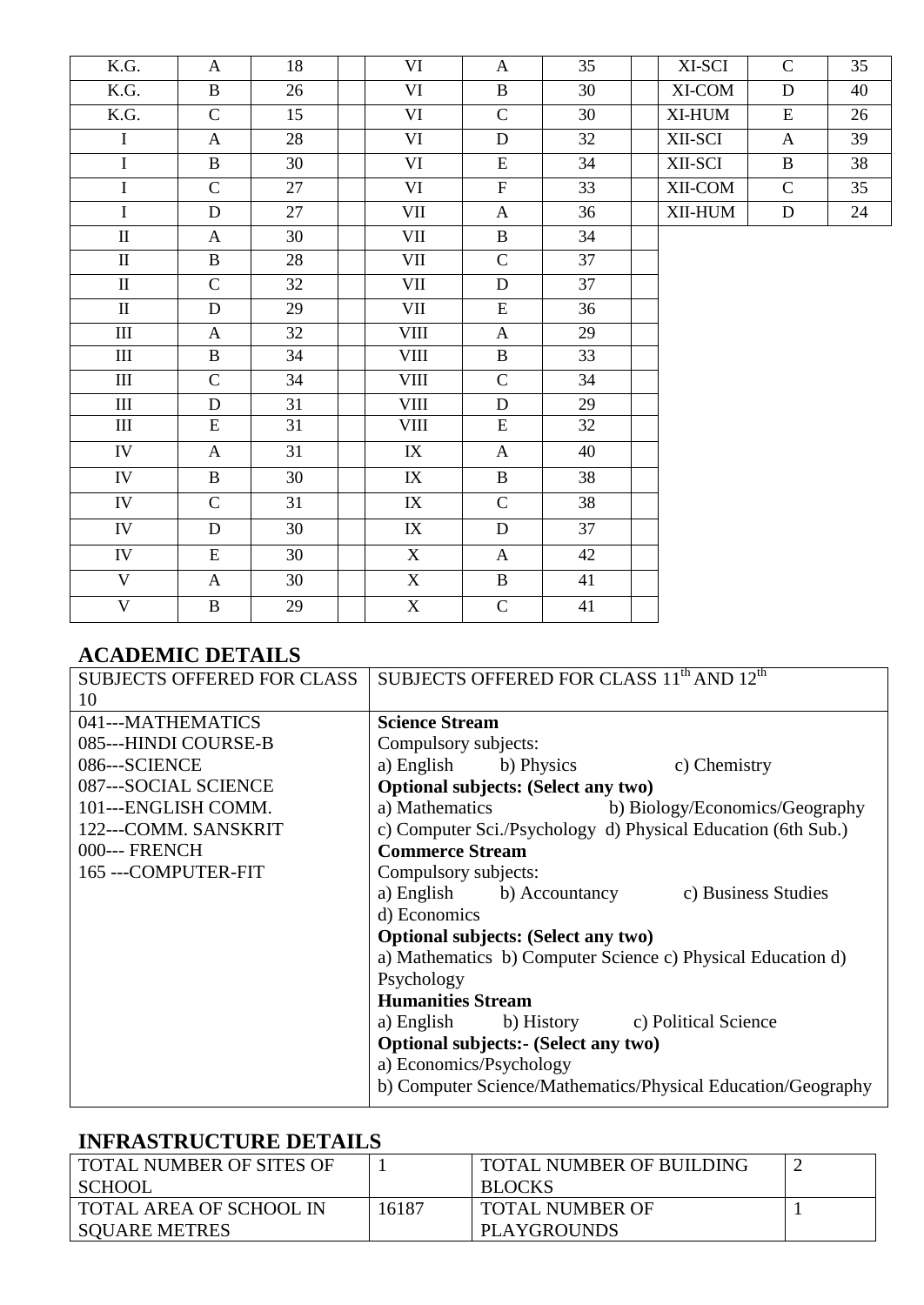| K.G. | A | 18 | | VI | A | 35 | | XI-SCI | C | 35 |
|---|---|---|---|---|---|---|---|---|---|---|
| K.G. | B | 26 | | VI | B | 30 | | XI-COM | D | 40 |
| K.G. | C | 15 | | VI | C | 30 | | XI-HUM | E | 26 |
| I | A | 28 | | VI | D | 32 | | XII-SCI | A | 39 |
| I | B | 30 | | VI | E | 34 | | XII-SCI | B | 38 |
| I | C | 27 | | VI | F | 33 | | XII-COM | C | 35 |
| I | D | 27 | | VII | A | 36 | | XII-HUM | D | 24 |
| II | A | 30 | | VII | B | 34 | | | | |
| II | B | 28 | | VII | C | 37 | | | | |
| II | C | 32 | | VII | D | 37 | | | | |
| II | D | 29 | | VII | E | 36 | | | | |
| III | A | 32 | | VIII | A | 29 | | | | |
| III | B | 34 | | VIII | B | 33 | | | | |
| III | C | 34 | | VIII | C | 34 | | | | |
| III | D | 31 | | VIII | D | 29 | | | | |
| III | E | 31 | | VIII | E | 32 | | | | |
| IV | A | 31 | | IX | A | 40 | | | | |
| IV | B | 30 | | IX | B | 38 | | | | |
| IV | C | 31 | | IX | C | 38 | | | | |
| IV | D | 30 | | IX | D | 37 | | | | |
| IV | E | 30 | | X | A | 42 | | | | |
| V | A | 30 | | X | B | 41 | | | | |
| V | B | 29 | | X | C | 41 | | | | |

## ACADEMIC DETAILS

| SUBJECTS OFFERED FOR CLASS 10 | SUBJECTS OFFERED FOR CLASS 11th AND 12th |
|---|---|
| 041---MATHEMATICS<br>085---HINDI COURSE-B<br>086---SCIENCE<br>087---SOCIAL SCIENCE<br>101---ENGLISH COMM.<br>122---COMM. SANSKRIT<br>000--- FRENCH<br>165 ---COMPUTER-FIT | **Science Stream**<br>Compulsory subjects:<br>a) English b) Physics c) Chemistry<br>**Optional subjects: (Select any two)**<br>a) Mathematics b) Biology/Economics/Geography<br>c) Computer Sci./Psychology d) Physical Education (6th Sub.)<br>**Commerce Stream**<br>Compulsory subjects:<br>a) English b) Accountancy c) Business Studies<br>d) Economics<br>**Optional subjects: (Select any two)**<br>a) Mathematics b) Computer Science c) Physical Education d) Psychology<br>**Humanities Stream**<br>a) English b) History c) Political Science<br>**Optional subjects:- (Select any two)**<br>a) Economics/Psychology<br>b) Computer Science/Mathematics/Physical Education/Geography |

## INFRASTRUCTURE DETAILS

| TOTAL NUMBER OF SITES OF SCHOOL | 1 | TOTAL NUMBER OF BUILDING BLOCKS | 2 |
|---|---|---|---|
| TOTAL AREA OF SCHOOL IN SQUARE METRES | 16187 | TOTAL NUMBER OF PLAYGROUNDS | 1 |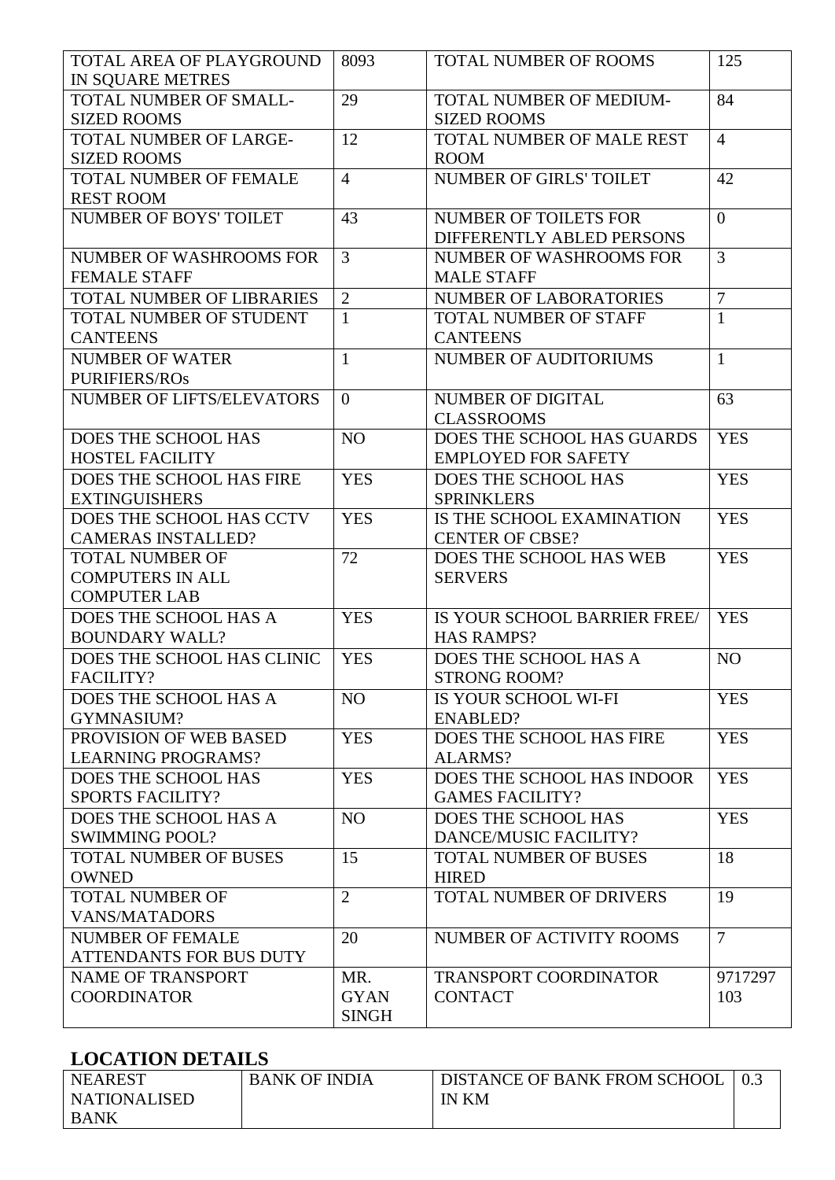| | | | |
|---|---|---|---|
| TOTAL AREA OF PLAYGROUND IN SQUARE METRES | 8093 | TOTAL NUMBER OF ROOMS | 125 |
| TOTAL NUMBER OF SMALL-SIZED ROOMS | 29 | TOTAL NUMBER OF MEDIUM-SIZED ROOMS | 84 |
| TOTAL NUMBER OF LARGE-SIZED ROOMS | 12 | TOTAL NUMBER OF MALE REST ROOM | 4 |
| TOTAL NUMBER OF FEMALE REST ROOM | 4 | NUMBER OF GIRLS' TOILET | 42 |
| NUMBER OF BOYS' TOILET | 43 | NUMBER OF TOILETS FOR DIFFERENTLY ABLED PERSONS | 0 |
| NUMBER OF WASHROOMS FOR FEMALE STAFF | 3 | NUMBER OF WASHROOMS FOR MALE STAFF | 3 |
| TOTAL NUMBER OF LIBRARIES | 2 | NUMBER OF LABORATORIES | 7 |
| TOTAL NUMBER OF STUDENT CANTEENS | 1 | TOTAL NUMBER OF STAFF CANTEENS | 1 |
| NUMBER OF WATER PURIFIERS/ROs | 1 | NUMBER OF AUDITORIUMS | 1 |
| NUMBER OF LIFTS/ELEVATORS | 0 | NUMBER OF DIGITAL CLASSROOMS | 63 |
| DOES THE SCHOOL HAS HOSTEL FACILITY | NO | DOES THE SCHOOL HAS GUARDS EMPLOYED FOR SAFETY | YES |
| DOES THE SCHOOL HAS FIRE EXTINGUISHERS | YES | DOES THE SCHOOL HAS SPRINKLERS | YES |
| DOES THE SCHOOL HAS CCTV CAMERAS INSTALLED? | YES | IS THE SCHOOL EXAMINATION CENTER OF CBSE? | YES |
| TOTAL NUMBER OF COMPUTERS IN ALL COMPUTER LAB | 72 | DOES THE SCHOOL HAS WEB SERVERS | YES |
| DOES THE SCHOOL HAS A BOUNDARY WALL? | YES | IS YOUR SCHOOL BARRIER FREE/ HAS RAMPS? | YES |
| DOES THE SCHOOL HAS CLINIC FACILITY? | YES | DOES THE SCHOOL HAS A STRONG ROOM? | NO |
| DOES THE SCHOOL HAS A GYMNASIUM? | NO | IS YOUR SCHOOL WI-FI ENABLED? | YES |
| PROVISION OF WEB BASED LEARNING PROGRAMS? | YES | DOES THE SCHOOL HAS FIRE ALARMS? | YES |
| DOES THE SCHOOL HAS SPORTS FACILITY? | YES | DOES THE SCHOOL HAS INDOOR GAMES FACILITY? | YES |
| DOES THE SCHOOL HAS A SWIMMING POOL? | NO | DOES THE SCHOOL HAS DANCE/MUSIC FACILITY? | YES |
| TOTAL NUMBER OF BUSES OWNED | 15 | TOTAL NUMBER OF BUSES HIRED | 18 |
| TOTAL NUMBER OF VANS/MATADORS | 2 | TOTAL NUMBER OF DRIVERS | 19 |
| NUMBER OF FEMALE ATTENDANTS FOR BUS DUTY | 20 | NUMBER OF ACTIVITY ROOMS | 7 |
| NAME OF TRANSPORT COORDINATOR | MR. GYAN SINGH | TRANSPORT COORDINATOR CONTACT | 9717297103 |

## LOCATION DETAILS

| | | | |
|---|---|---|---|
| NEAREST NATIONALISED BANK | BANK OF INDIA | DISTANCE OF BANK FROM SCHOOL IN KM | 0.3 |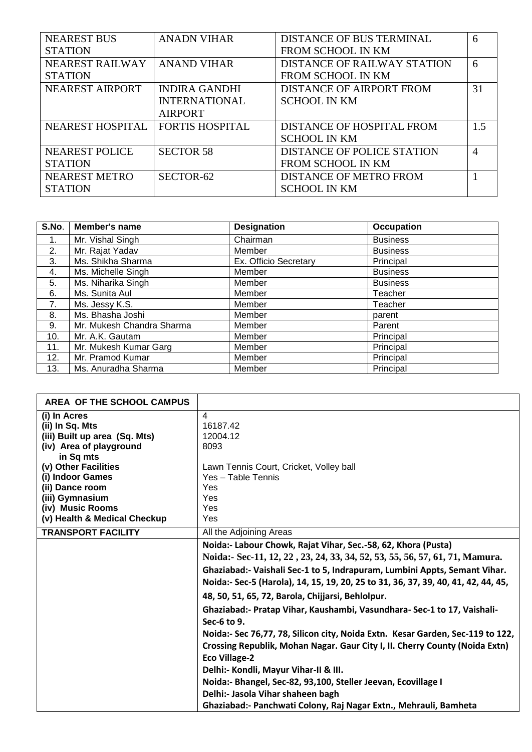| NEAREST BUS STATION | ANADN VIHAR | DISTANCE OF BUS TERMINAL FROM SCHOOL IN KM | 6 |
|---|---|---|---|
| NEAREST RAILWAY STATION | ANAND VIHAR | DISTANCE OF RAILWAY STATION FROM SCHOOL IN KM | 6 |
| NEAREST AIRPORT | INDIRA GANDHI INTERNATIONAL AIRPORT | DISTANCE OF AIRPORT FROM SCHOOL IN KM | 31 |
| NEAREST HOSPITAL | FORTIS HOSPITAL | DISTANCE OF HOSPITAL FROM SCHOOL IN KM | 1.5 |
| NEAREST POLICE STATION | SECTOR 58 | DISTANCE OF POLICE STATION FROM SCHOOL IN KM | 4 |
| NEAREST METRO STATION | SECTOR-62 | DISTANCE OF METRO FROM SCHOOL IN KM | 1 |

| S.No. | Member's name | Designation | Occupation |
|---|---|---|---|
| 1. | Mr. Vishal Singh | Chairman | Business |
| 2. | Mr. Rajat Yadav | Member | Business |
| 3. | Ms. Shikha Sharma | Ex. Officio Secretary | Principal |
| 4. | Ms. Michelle Singh | Member | Business |
| 5. | Ms. Niharika Singh | Member | Business |
| 6. | Ms. Sunita Aul | Member | Teacher |
| 7. | Ms. Jessy K.S. | Member | Teacher |
| 8. | Ms. Bhasha Joshi | Member | parent |
| 9. | Mr. Mukesh Chandra Sharma | Member | Parent |
| 10. | Mr. A.K. Gautam | Member | Principal |
| 11. | Mr. Mukesh Kumar Garg | Member | Principal |
| 12. | Mr. Pramod Kumar | Member | Principal |
| 13. | Ms. Anuradha Sharma | Member | Principal |

| AREA OF THE SCHOOL CAMPUS | |
|---|---|
| (i) In Acres | 4 |
| (ii) In Sq. Mts | 16187.42 |
| (iii) Built up area (Sq. Mts) | 12004.12 |
| (iv) Area of playground in Sq mts | 8093 |
| (v) Other Facilities | Lawn Tennis Court, Cricket, Volley ball |
| (i) Indoor Games | Yes – Table Tennis |
| (ii) Dance room | Yes |
| (iii) Gymnasium | Yes |
| (iv) Music Rooms | Yes |
| (v) Health & Medical Checkup | Yes |
| **TRANSPORT FACILITY** | All the Adjoining Areas |
| | **Noida:- Labour Chowk, Rajat Vihar, Sec.-58, 62, Khora (Pusta)**<br>**Noida:- Sec-11, 12, 22 , 23, 24, 33, 34, 52, 53, 55, 56, 57, 61, 71, Mamura.**<br>**Ghaziabad:- Vaishali Sec-1 to 5, Indrapuram, Lumbini Appts, Semant Vihar.**<br>**Noida:- Sec-5 (Harola), 14, 15, 19, 20, 25 to 31, 36, 37, 39, 40, 41, 42, 44, 45, 48, 50, 51, 65, 72, Barola, Chijjarsi, Behlolpur.**<br>**Ghaziabad:- Pratap Vihar, Kaushambi, Vasundhara- Sec-1 to 17, Vaishali- Sec-6 to 9.**<br>**Noida:- Sec 76,77, 78, Silicon city, Noida Extn. Kesar Garden, Sec-119 to 122, Crossing Republik, Mohan Nagar. Gaur City I, II. Cherry County (Noida Extn) Eco Village-2**<br>**Delhi:- Kondli, Mayur Vihar-II & III.**<br>**Noida:- Bhangel, Sec-82, 93,100, Steller Jeevan, Ecovillage I**<br>**Delhi:- Jasola Vihar shaheen bagh**<br>**Ghaziabad:- Panchwati Colony, Raj Nagar Extn., Mehrauli, Bamheta** |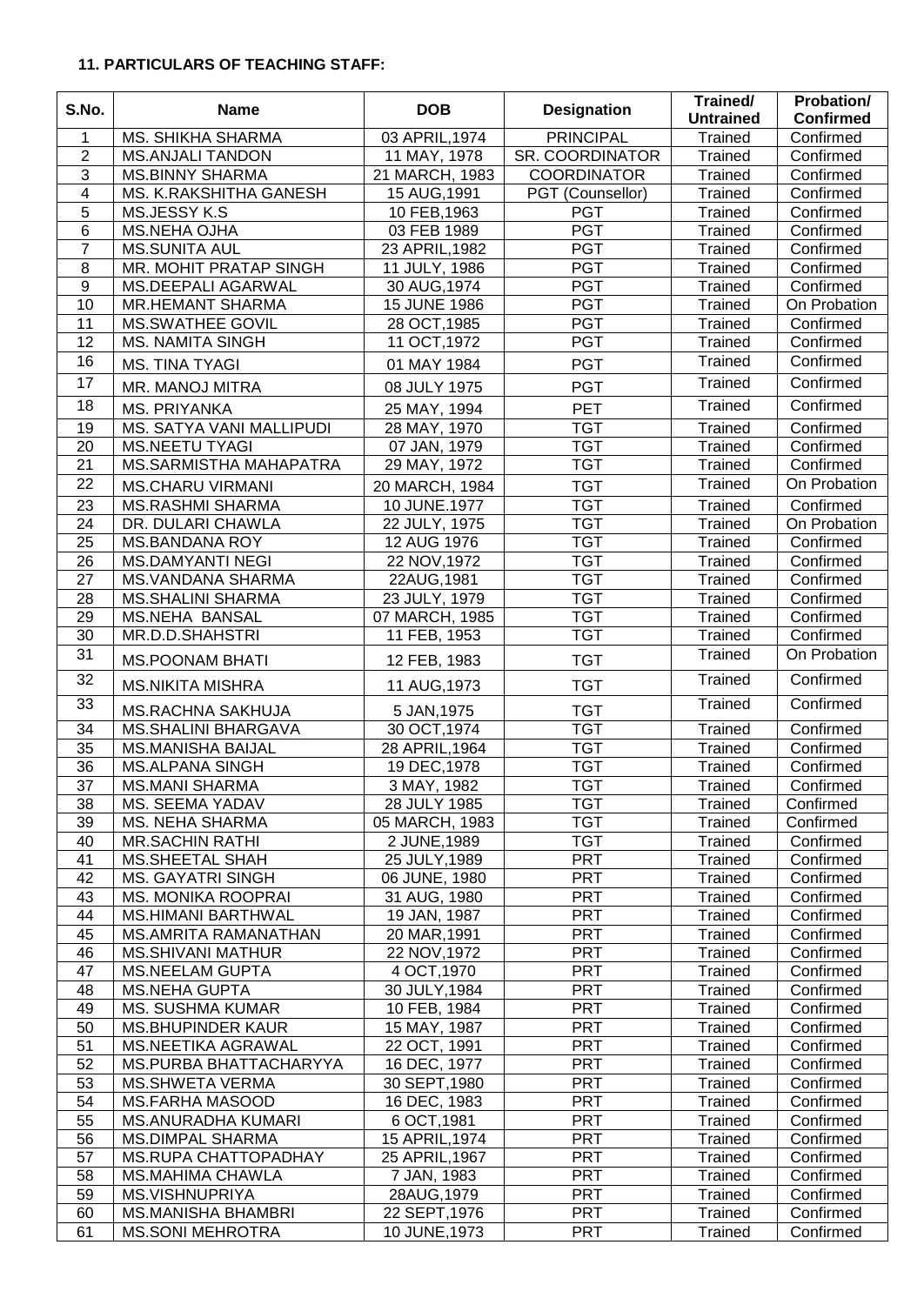**11. PARTICULARS OF TEACHING STAFF:**

| S.No. | Name | DOB | Designation | Trained/ Untrained | Probation/ Confirmed |
|---|---|---|---|---|---|
| 1 | MS. SHIKHA SHARMA | 03 APRIL,1974 | PRINCIPAL | Trained | Confirmed |
| 2 | MS.ANJALI TANDON | 11 MAY, 1978 | SR. COORDINATOR | Trained | Confirmed |
| 3 | MS.BINNY SHARMA | 21 MARCH, 1983 | COORDINATOR | Trained | Confirmed |
| 4 | MS. K.RAKSHITHA GANESH | 15 AUG,1991 | PGT (Counsellor) | Trained | Confirmed |
| 5 | MS.JESSY K.S | 10 FEB,1963 | PGT | Trained | Confirmed |
| 6 | MS.NEHA OJHA | 03 FEB 1989 | PGT | Trained | Confirmed |
| 7 | MS.SUNITA AUL | 23 APRIL,1982 | PGT | Trained | Confirmed |
| 8 | MR. MOHIT PRATAP SINGH | 11 JULY, 1986 | PGT | Trained | Confirmed |
| 9 | MS.DEEPALI AGARWAL | 30 AUG,1974 | PGT | Trained | Confirmed |
| 10 | MR.HEMANT SHARMA | 15 JUNE 1986 | PGT | Trained | On Probation |
| 11 | MS.SWATHEE GOVIL | 28 OCT,1985 | PGT | Trained | Confirmed |
| 12 | MS. NAMITA SINGH | 11 OCT,1972 | PGT | Trained | Confirmed |
| 16 | MS. TINA TYAGI | 01 MAY 1984 | PGT | Trained | Confirmed |
| 17 | MR. MANOJ MITRA | 08 JULY 1975 | PGT | Trained | Confirmed |
| 18 | MS. PRIYANKA | 25 MAY, 1994 | PET | Trained | Confirmed |
| 19 | MS. SATYA VANI MALLIPUDI | 28 MAY, 1970 | TGT | Trained | Confirmed |
| 20 | MS.NEETU TYAGI | 07 JAN, 1979 | TGT | Trained | Confirmed |
| 21 | MS.SARMISTHA MAHAPATRA | 29 MAY, 1972 | TGT | Trained | Confirmed |
| 22 | MS.CHARU VIRMANI | 20 MARCH, 1984 | TGT | Trained | On Probation |
| 23 | MS.RASHMI SHARMA | 10 JUNE.1977 | TGT | Trained | Confirmed |
| 24 | DR. DULARI CHAWLA | 22 JULY, 1975 | TGT | Trained | On Probation |
| 25 | MS.BANDANA ROY | 12 AUG 1976 | TGT | Trained | Confirmed |
| 26 | MS.DAMYANTI NEGI | 22 NOV,1972 | TGT | Trained | Confirmed |
| 27 | MS.VANDANA SHARMA | 22AUG,1981 | TGT | Trained | Confirmed |
| 28 | MS.SHALINI SHARMA | 23 JULY, 1979 | TGT | Trained | Confirmed |
| 29 | MS.NEHA BANSAL | 07 MARCH, 1985 | TGT | Trained | Confirmed |
| 30 | MR.D.D.SHAHSTRI | 11 FEB, 1953 | TGT | Trained | Confirmed |
| 31 | MS.POONAM BHATI | 12 FEB, 1983 | TGT | Trained | On Probation |
| 32 | MS.NIKITA MISHRA | 11 AUG,1973 | TGT | Trained | Confirmed |
| 33 | MS.RACHNA SAKHUJA | 5 JAN,1975 | TGT | Trained | Confirmed |
| 34 | MS.SHALINI BHARGAVA | 30 OCT,1974 | TGT | Trained | Confirmed |
| 35 | MS.MANISHA BAIJAL | 28 APRIL,1964 | TGT | Trained | Confirmed |
| 36 | MS.ALPANA SINGH | 19 DEC,1978 | TGT | Trained | Confirmed |
| 37 | MS.MANI SHARMA | 3 MAY, 1982 | TGT | Trained | Confirmed |
| 38 | MS. SEEMA YADAV | 28 JULY 1985 | TGT | Trained | Confirmed |
| 39 | MS. NEHA SHARMA | 05 MARCH, 1983 | TGT | Trained | Confirmed |
| 40 | MR.SACHIN RATHI | 2 JUNE,1989 | TGT | Trained | Confirmed |
| 41 | MS.SHEETAL SHAH | 25 JULY,1989 | PRT | Trained | Confirmed |
| 42 | MS. GAYATRI SINGH | 06 JUNE, 1980 | PRT | Trained | Confirmed |
| 43 | MS. MONIKA ROOPRAI | 31 AUG, 1980 | PRT | Trained | Confirmed |
| 44 | MS.HIMANI BARTHWAL | 19 JAN, 1987 | PRT | Trained | Confirmed |
| 45 | MS.AMRITA RAMANATHAN | 20 MAR,1991 | PRT | Trained | Confirmed |
| 46 | MS.SHIVANI MATHUR | 22 NOV,1972 | PRT | Trained | Confirmed |
| 47 | MS.NEELAM GUPTA | 4 OCT,1970 | PRT | Trained | Confirmed |
| 48 | MS.NEHA GUPTA | 30 JULY,1984 | PRT | Trained | Confirmed |
| 49 | MS. SUSHMA KUMAR | 10 FEB, 1984 | PRT | Trained | Confirmed |
| 50 | MS.BHUPINDER KAUR | 15 MAY, 1987 | PRT | Trained | Confirmed |
| 51 | MS.NEETIKA AGRAWAL | 22 OCT, 1991 | PRT | Trained | Confirmed |
| 52 | MS.PURBA BHATTACHARYYA | 16 DEC, 1977 | PRT | Trained | Confirmed |
| 53 | MS.SHWETA VERMA | 30 SEPT,1980 | PRT | Trained | Confirmed |
| 54 | MS.FARHA MASOOD | 16 DEC, 1983 | PRT | Trained | Confirmed |
| 55 | MS.ANURADHA KUMARI | 6 OCT,1981 | PRT | Trained | Confirmed |
| 56 | MS.DIMPAL SHARMA | 15 APRIL,1974 | PRT | Trained | Confirmed |
| 57 | MS.RUPA CHATTOPADHAY | 25 APRIL,1967 | PRT | Trained | Confirmed |
| 58 | MS.MAHIMA CHAWLA | 7 JAN, 1983 | PRT | Trained | Confirmed |
| 59 | MS.VISHNUPRIYA | 28AUG,1979 | PRT | Trained | Confirmed |
| 60 | MS.MANISHA BHAMBRI | 22 SEPT,1976 | PRT | Trained | Confirmed |
| 61 | MS.SONI MEHROTRA | 10 JUNE,1973 | PRT | Trained | Confirmed |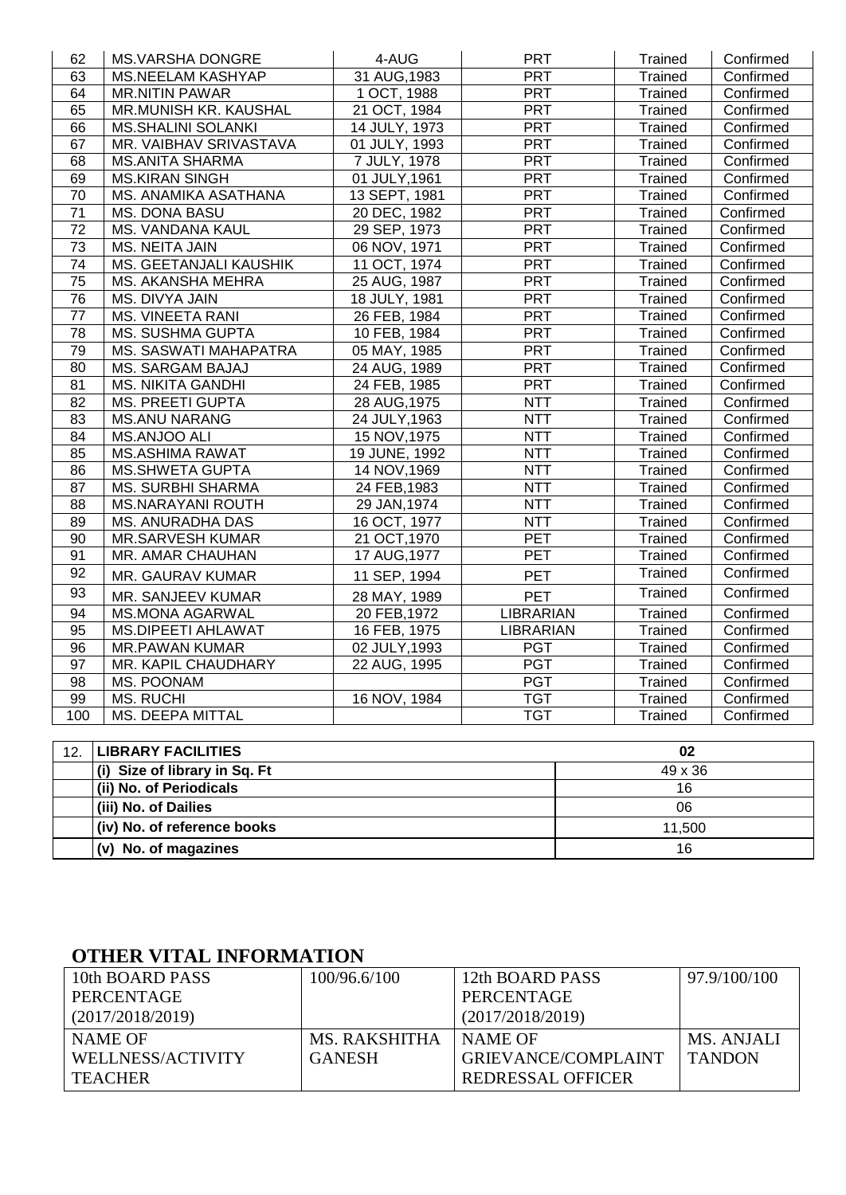| 62 | MS.VARSHA DONGRE | 4-AUG | PRT | Trained | Confirmed |
|---|---|---|---|---|---|
| 63 | MS.NEELAM KASHYAP | 31 AUG,1983 | PRT | Trained | Confirmed |
| 64 | MR.NITIN PAWAR | 1 OCT, 1988 | PRT | Trained | Confirmed |
| 65 | MR.MUNISH KR. KAUSHAL | 21 OCT, 1984 | PRT | Trained | Confirmed |
| 66 | MS.SHALINI SOLANKI | 14 JULY, 1973 | PRT | Trained | Confirmed |
| 67 | MR. VAIBHAV SRIVASTAVA | 01 JULY, 1993 | PRT | Trained | Confirmed |
| 68 | MS.ANITA SHARMA | 7 JULY, 1978 | PRT | Trained | Confirmed |
| 69 | MS.KIRAN SINGH | 01 JULY,1961 | PRT | Trained | Confirmed |
| 70 | MS. ANAMIKA ASATHANA | 13 SEPT, 1981 | PRT | Trained | Confirmed |
| 71 | MS. DONA BASU | 20 DEC, 1982 | PRT | Trained | Confirmed |
| 72 | MS. VANDANA KAUL | 29 SEP, 1973 | PRT | Trained | Confirmed |
| 73 | MS. NEITA JAIN | 06 NOV, 1971 | PRT | Trained | Confirmed |
| 74 | MS. GEETANJALI KAUSHIK | 11 OCT, 1974 | PRT | Trained | Confirmed |
| 75 | MS. AKANSHA MEHRA | 25 AUG, 1987 | PRT | Trained | Confirmed |
| 76 | MS. DIVYA JAIN | 18 JULY, 1981 | PRT | Trained | Confirmed |
| 77 | MS. VINEETA RANI | 26 FEB, 1984 | PRT | Trained | Confirmed |
| 78 | MS. SUSHMA GUPTA | 10 FEB, 1984 | PRT | Trained | Confirmed |
| 79 | MS. SASWATI MAHAPATRA | 05 MAY, 1985 | PRT | Trained | Confirmed |
| 80 | MS. SARGAM BAJAJ | 24 AUG, 1989 | PRT | Trained | Confirmed |
| 81 | MS. NIKITA GANDHI | 24 FEB, 1985 | PRT | Trained | Confirmed |
| 82 | MS. PREETI GUPTA | 28 AUG,1975 | NTT | Trained | Confirmed |
| 83 | MS.ANU NARANG | 24 JULY,1963 | NTT | Trained | Confirmed |
| 84 | MS.ANJOO ALI | 15 NOV,1975 | NTT | Trained | Confirmed |
| 85 | MS.ASHIMA RAWAT | 19 JUNE, 1992 | NTT | Trained | Confirmed |
| 86 | MS.SHWETA GUPTA | 14 NOV,1969 | NTT | Trained | Confirmed |
| 87 | MS. SURBHI SHARMA | 24 FEB,1983 | NTT | Trained | Confirmed |
| 88 | MS.NARAYANI ROUTH | 29 JAN,1974 | NTT | Trained | Confirmed |
| 89 | MS. ANURADHA DAS | 16 OCT, 1977 | NTT | Trained | Confirmed |
| 90 | MR.SARVESH KUMAR | 21 OCT,1970 | PET | Trained | Confirmed |
| 91 | MR. AMAR CHAUHAN | 17 AUG,1977 | PET | Trained | Confirmed |
| 92 | MR. GAURAV KUMAR | 11 SEP, 1994 | PET | Trained | Confirmed |
| 93 | MR. SANJEEV KUMAR | 28 MAY, 1989 | PET | Trained | Confirmed |
| 94 | MS.MONA AGARWAL | 20 FEB,1972 | LIBRARIAN | Trained | Confirmed |
| 95 | MS.DIPEETI AHLAWAT | 16 FEB, 1975 | LIBRARIAN | Trained | Confirmed |
| 96 | MR.PAWAN KUMAR | 02 JULY,1993 | PGT | Trained | Confirmed |
| 97 | MR. KAPIL CHAUDHARY | 22 AUG, 1995 | PGT | Trained | Confirmed |
| 98 | MS. POONAM | | PGT | Trained | Confirmed |
| 99 | MS. RUCHI | 16 NOV, 1984 | TGT | Trained | Confirmed |
| 100 | MS. DEEPA MITTAL | | TGT | Trained | Confirmed |

| 12. | **LIBRARY FACILITIES** | **02** |
|---|---|---|
| | **(i) Size of library in Sq. Ft** | 49 x 36 |
| | **(ii) No. of Periodicals** | 16 |
| | **(iii) No. of Dailies** | 06 |
| | **(iv) No. of reference books** | 11,500 |
| | **(v) No. of magazines** | 16 |

## OTHER VITAL INFORMATION

| 10th BOARD PASS PERCENTAGE (2017/2018/2019) | 100/96.6/100 | 12th BOARD PASS PERCENTAGE (2017/2018/2019) | 97.9/100/100 |
|---|---|---|---|
| NAME OF WELLNESS/ACTIVITY TEACHER | MS. RAKSHITHA GANESH | NAME OF GRIEVANCE/COMPLAINT REDRESSAL OFFICER | MS. ANJALI TANDON |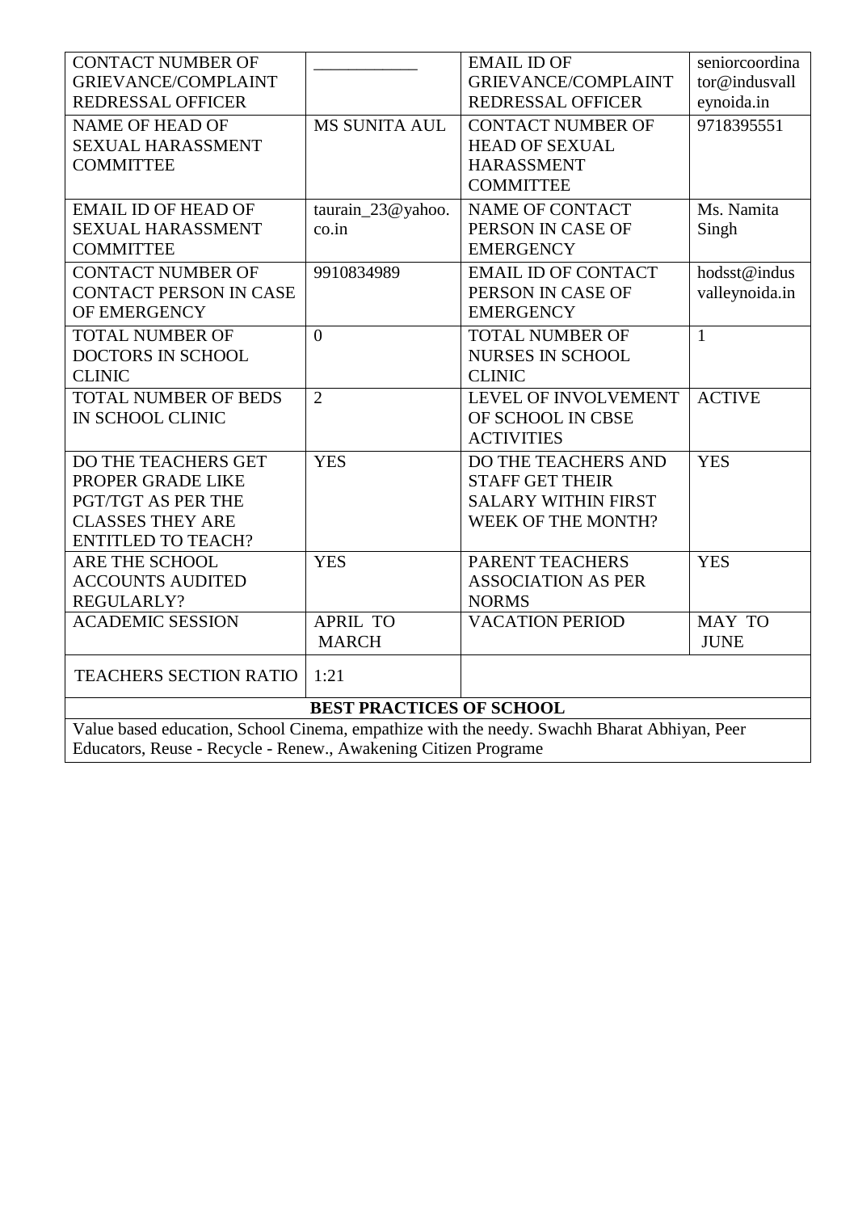| | | | |
|---|---|---|---|
| CONTACT NUMBER OF GRIEVANCE/COMPLAINT REDRESSAL OFFICER | ____________ | EMAIL ID OF GRIEVANCE/COMPLAINT REDRESSAL OFFICER | seniorcoordinator@indusvalleynoida.in |
| NAME OF HEAD OF SEXUAL HARASSMENT COMMITTEE | MS SUNITA AUL | CONTACT NUMBER OF HEAD OF SEXUAL HARASSMENT COMMITTEE | 9718395551 |
| EMAIL ID OF HEAD OF SEXUAL HARASSMENT COMMITTEE | taurain_23@yahoo.co.in | NAME OF CONTACT PERSON IN CASE OF EMERGENCY | Ms. Namita Singh |
| CONTACT NUMBER OF CONTACT PERSON IN CASE OF EMERGENCY | 9910834989 | EMAIL ID OF CONTACT PERSON IN CASE OF EMERGENCY | hodsst@indusvalleynoida.in |
| TOTAL NUMBER OF DOCTORS IN SCHOOL CLINIC | 0 | TOTAL NUMBER OF NURSES IN SCHOOL CLINIC | 1 |
| TOTAL NUMBER OF BEDS IN SCHOOL CLINIC | 2 | LEVEL OF INVOLVEMENT OF SCHOOL IN CBSE ACTIVITIES | ACTIVE |
| DO THE TEACHERS GET PROPER GRADE LIKE PGT/TGT AS PER THE CLASSES THEY ARE ENTITLED TO TEACH? | YES | DO THE TEACHERS AND STAFF GET THEIR SALARY WITHIN FIRST WEEK OF THE MONTH? | YES |
| ARE THE SCHOOL ACCOUNTS AUDITED REGULARLY? | YES | PARENT TEACHERS ASSOCIATION AS PER NORMS | YES |
| ACADEMIC SESSION | APRIL TO MARCH | VACATION PERIOD | MAY TO JUNE |
| TEACHERS SECTION RATIO | 1:21 | | |
| **BEST PRACTICES OF SCHOOL** | | | |
| Value based education, School Cinema, empathize with the needy. Swachh Bharat Abhiyan, Peer Educators, Reuse - Recycle - Renew., Awakening Citizen Programe | | | |